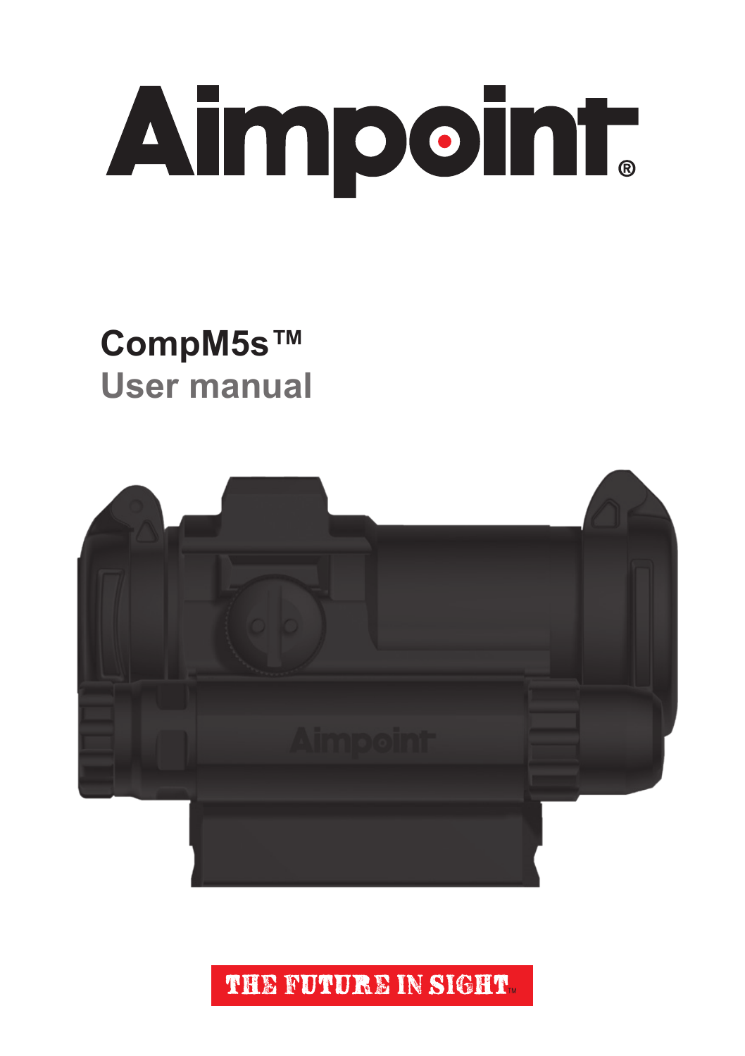# Aimpoint®

## CompM5s™

## User manual

THE FUTURE IN SIGHT™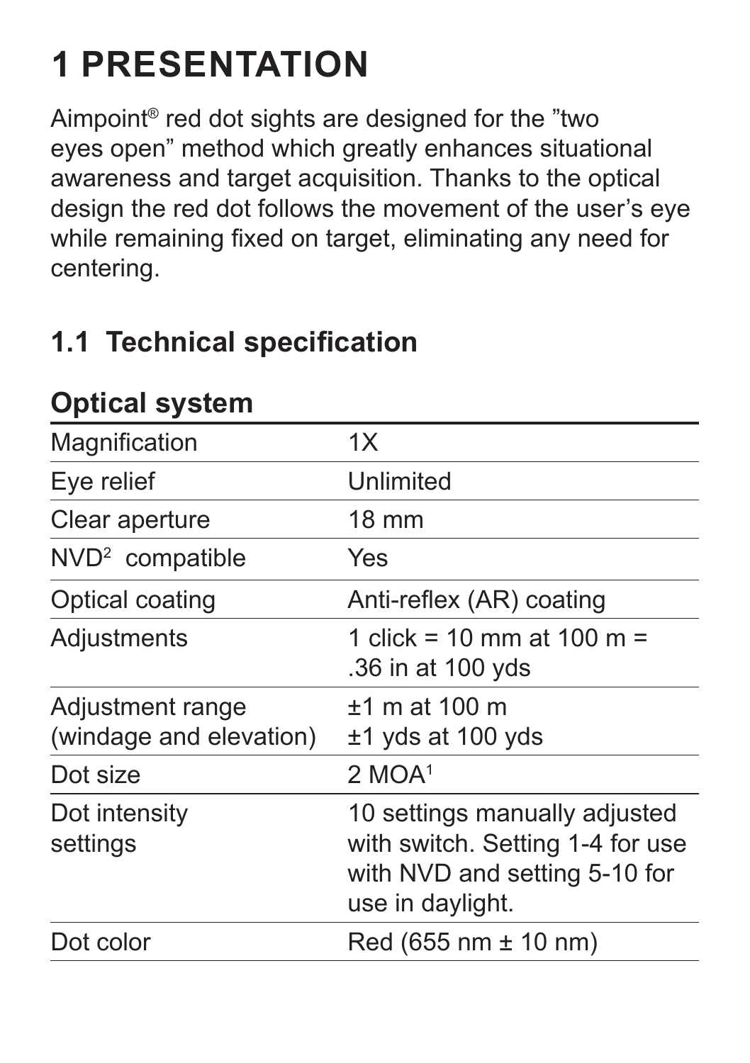# 1 PRESENTATION

Aimpoint® red dot sights are designed for the ”two eyes open” method which greatly enhances situational awareness and target acquisition. Thanks to the optical design the red dot follows the movement of the user's eye while remaining fixed on target, eliminating any need for centering.

## 1.1 Technical specification

### Optical system

| | |
|---|---|
| Magnification | 1X |
| Eye relief | Unlimited |
| Clear aperture | 18 mm |
| NVD[2] compatible | Yes |
| Optical coating | Anti-reflex (AR) coating |
| Adjustments | 1 click = 10 mm at 100 m = .36 in at 100 yds |
| Adjustment range (windage and elevation) | ±1 m at 100 m<br>±1 yds at 100 yds |
| Dot size | 2 MOA[1] |
| Dot intensity settings | 10 settings manually adjusted with switch. Setting 1-4 for use with NVD and setting 5-10 for use in daylight. |
| Dot color | Red (655 nm ± 10 nm) |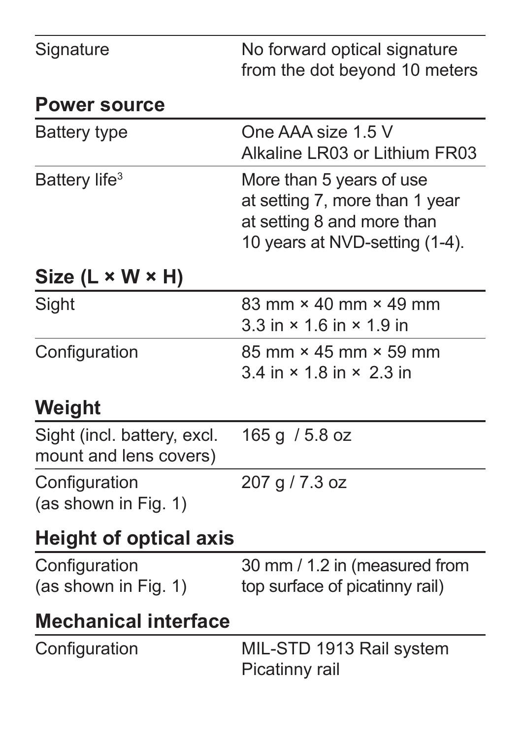| | |
|---|---|
| Signature | No forward optical signature from the dot beyond 10 meters |

## Power source

| | |
|---|---|
| Battery type | One AAA size 1.5 V Alkaline LR03 or Lithium FR03 |
| Battery life[3] | More than 5 years of use at setting 7, more than 1 year at setting 8 and more than 10 years at NVD-setting (1-4). |

## Size (L × W × H)

| | |
|---|---|
| Sight | 83 mm × 40 mm × 49 mm<br>3.3 in × 1.6 in × 1.9 in |
| Configuration | 85 mm × 45 mm × 59 mm<br>3.4 in × 1.8 in × 2.3 in |

## Weight

| | |
|---|---|
| Sight (incl. battery, excl. mount and lens covers) | 165 g / 5.8 oz |
| Configuration (as shown in Fig. 1) | 207 g / 7.3 oz |

## Height of optical axis

| | |
|---|---|
| Configuration (as shown in Fig. 1) | 30 mm / 1.2 in (measured from top surface of picatinny rail) |

## Mechanical interface

| | |
|---|---|
| Configuration | MIL-STD 1913 Rail system Picatinny rail |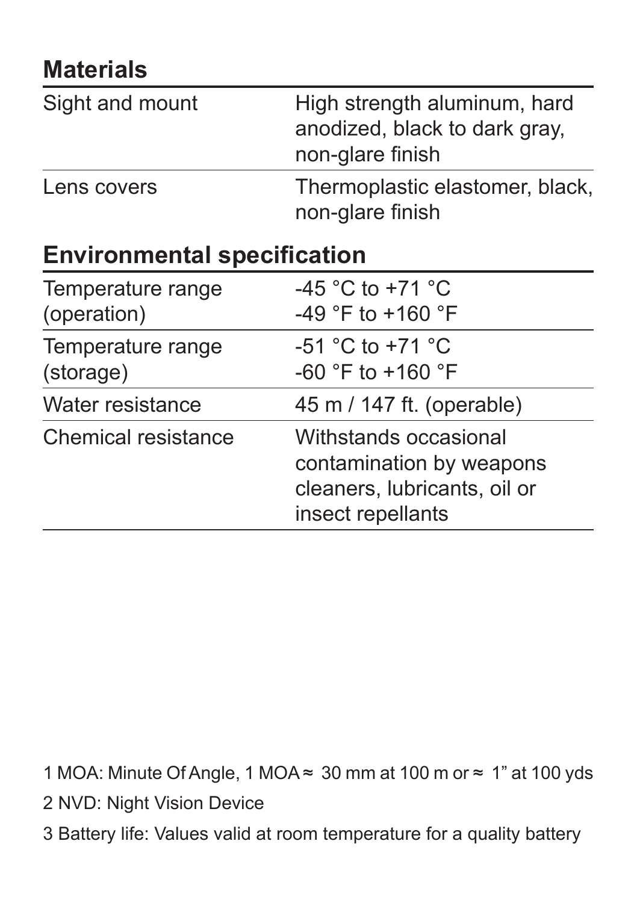## Materials

| | |
|---|---|
| Sight and mount | High strength aluminum, hard anodized, black to dark gray, non-glare finish |
| Lens covers | Thermoplastic elastomer, black, non-glare finish |

## Environmental specification

| | |
|---|---|
| Temperature range (operation) | -45 °C to +71 °C<br>-49 °F to +160 °F |
| Temperature range (storage) | -51 °C to +71 °C<br>-60 °F to +160 °F |
| Water resistance | 45 m / 147 ft. (operable) |
| Chemical resistance | Withstands occasional contamination by weapons cleaners, lubricants, oil or insect repellants |

1 MOA: Minute Of Angle, 1 MOA ≈ 30 mm at 100 m or ≈ 1" at 100 yds

2 NVD: Night Vision Device

3 Battery life: Values valid at room temperature for a quality battery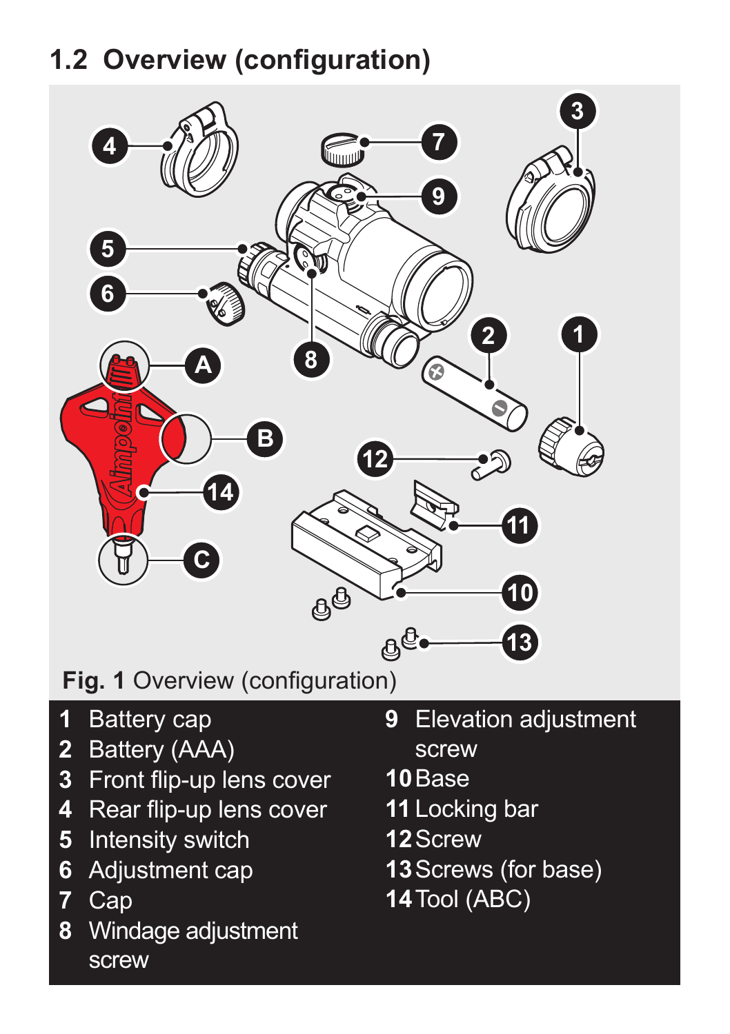## 1.2 Overview (configuration)

**Fig. 1** Overview (configuration)

1. Battery cap
2. Battery (AAA)
3. Front flip-up lens cover
4. Rear flip-up lens cover
5. Intensity switch
6. Adjustment cap
7. Cap
8. Windage adjustment screw
9. Elevation adjustment screw
10. Base
11. Locking bar
12. Screw
13. Screws (for base)
14. Tool (ABC)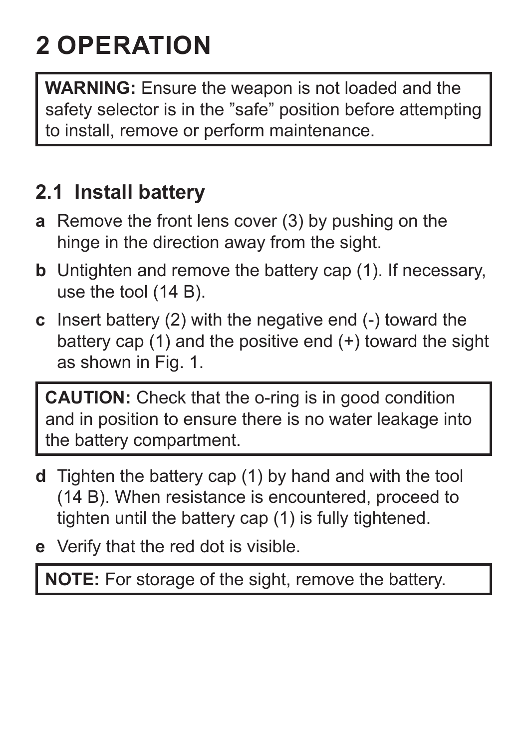# 2 OPERATION

> **WARNING:** Ensure the weapon is not loaded and the safety selector is in the ”safe” position before attempting to install, remove or perform maintenance.

## 2.1 Install battery

**a** Remove the front lens cover (3) by pushing on the hinge in the direction away from the sight.

**b** Untighten and remove the battery cap (1). If necessary, use the tool (14 B).

**c** Insert battery (2) with the negative end (-) toward the battery cap (1) and the positive end (+) toward the sight as shown in Fig. 1.

> **CAUTION:** Check that the o-ring is in good condition and in position to ensure there is no water leakage into the battery compartment.

**d** Tighten the battery cap (1) by hand and with the tool (14 B). When resistance is encountered, proceed to tighten until the battery cap (1) is fully tightened.

**e** Verify that the red dot is visible.

> **NOTE:** For storage of the sight, remove the battery.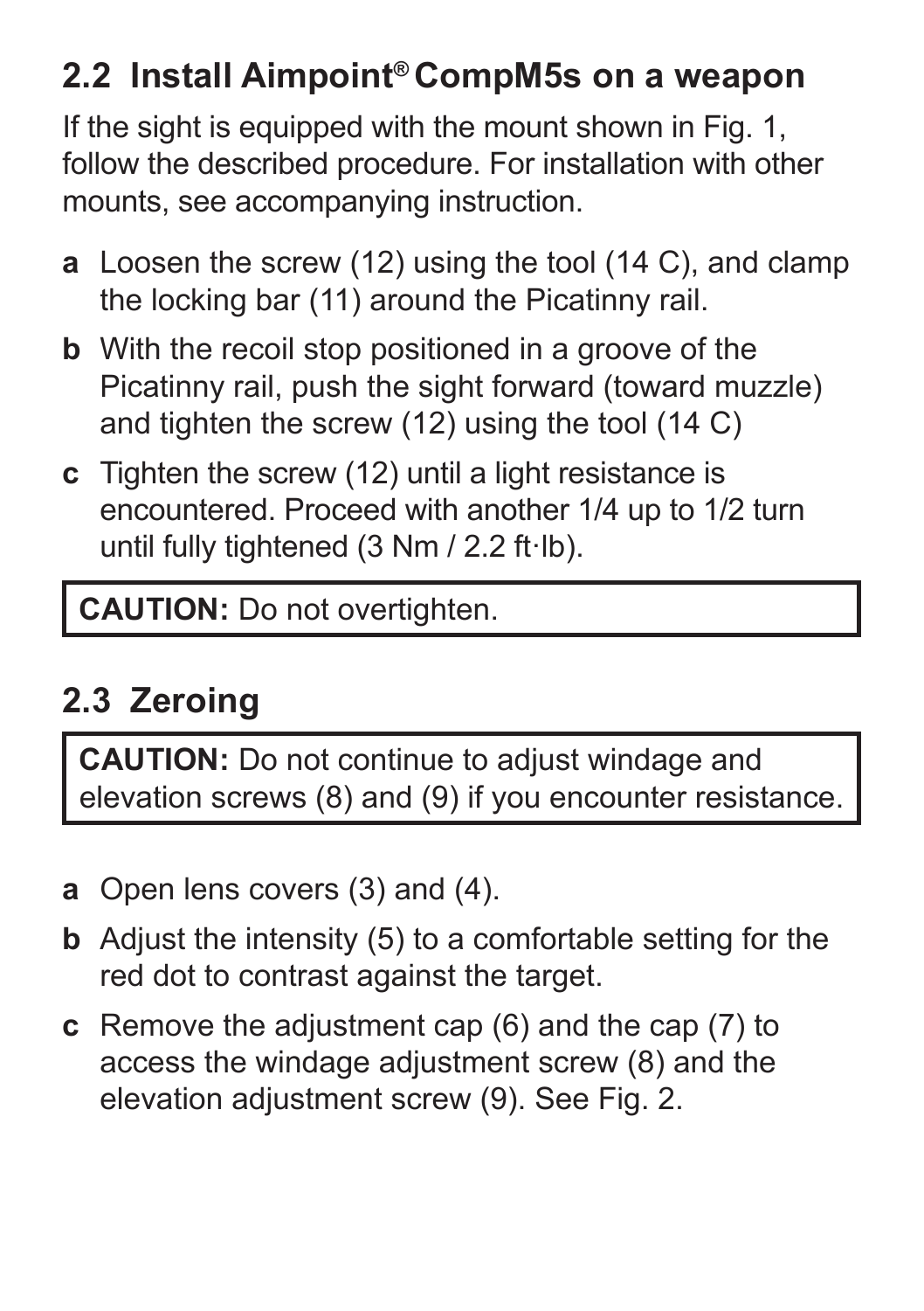## 2.2 Install Aimpoint® CompM5s on a weapon

If the sight is equipped with the mount shown in Fig. 1, follow the described procedure. For installation with other mounts, see accompanying instruction.

- **a** Loosen the screw (12) using the tool (14 C), and clamp the locking bar (11) around the Picatinny rail.
- **b** With the recoil stop positioned in a groove of the Picatinny rail, push the sight forward (toward muzzle) and tighten the screw (12) using the tool (14 C)
- **c** Tighten the screw (12) until a light resistance is encountered. Proceed with another 1/4 up to 1/2 turn until fully tightened (3 Nm / 2.2 ft·lb).

> **CAUTION:** Do not overtighten.

## 2.3 Zeroing

> **CAUTION:** Do not continue to adjust windage and elevation screws (8) and (9) if you encounter resistance.

- **a** Open lens covers (3) and (4).
- **b** Adjust the intensity (5) to a comfortable setting for the red dot to contrast against the target.
- **c** Remove the adjustment cap (6) and the cap (7) to access the windage adjustment screw (8) and the elevation adjustment screw (9). See Fig. 2.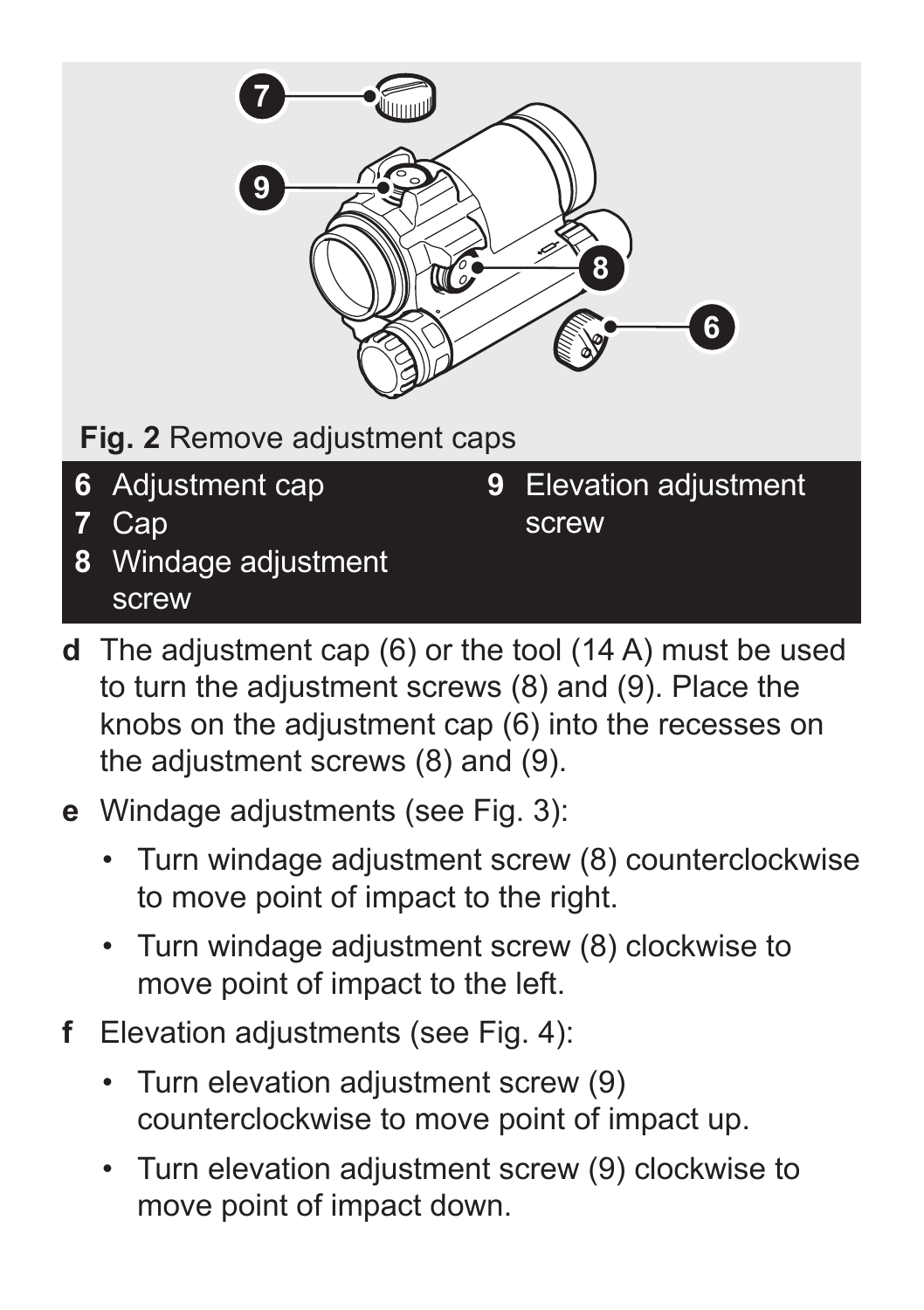**Fig. 2** Remove adjustment caps

- **6** Adjustment cap
- **7** Cap
- **8** Windage adjustment screw
- **9** Elevation adjustment screw

**d** The adjustment cap (6) or the tool (14 A) must be used to turn the adjustment screws (8) and (9). Place the knobs on the adjustment cap (6) into the recesses on the adjustment screws (8) and (9).

**e** Windage adjustments (see Fig. 3):

- Turn windage adjustment screw (8) counterclockwise to move point of impact to the right.
- Turn windage adjustment screw (8) clockwise to move point of impact to the left.

**f** Elevation adjustments (see Fig. 4):

- Turn elevation adjustment screw (9) counterclockwise to move point of impact up.
- Turn elevation adjustment screw (9) clockwise to move point of impact down.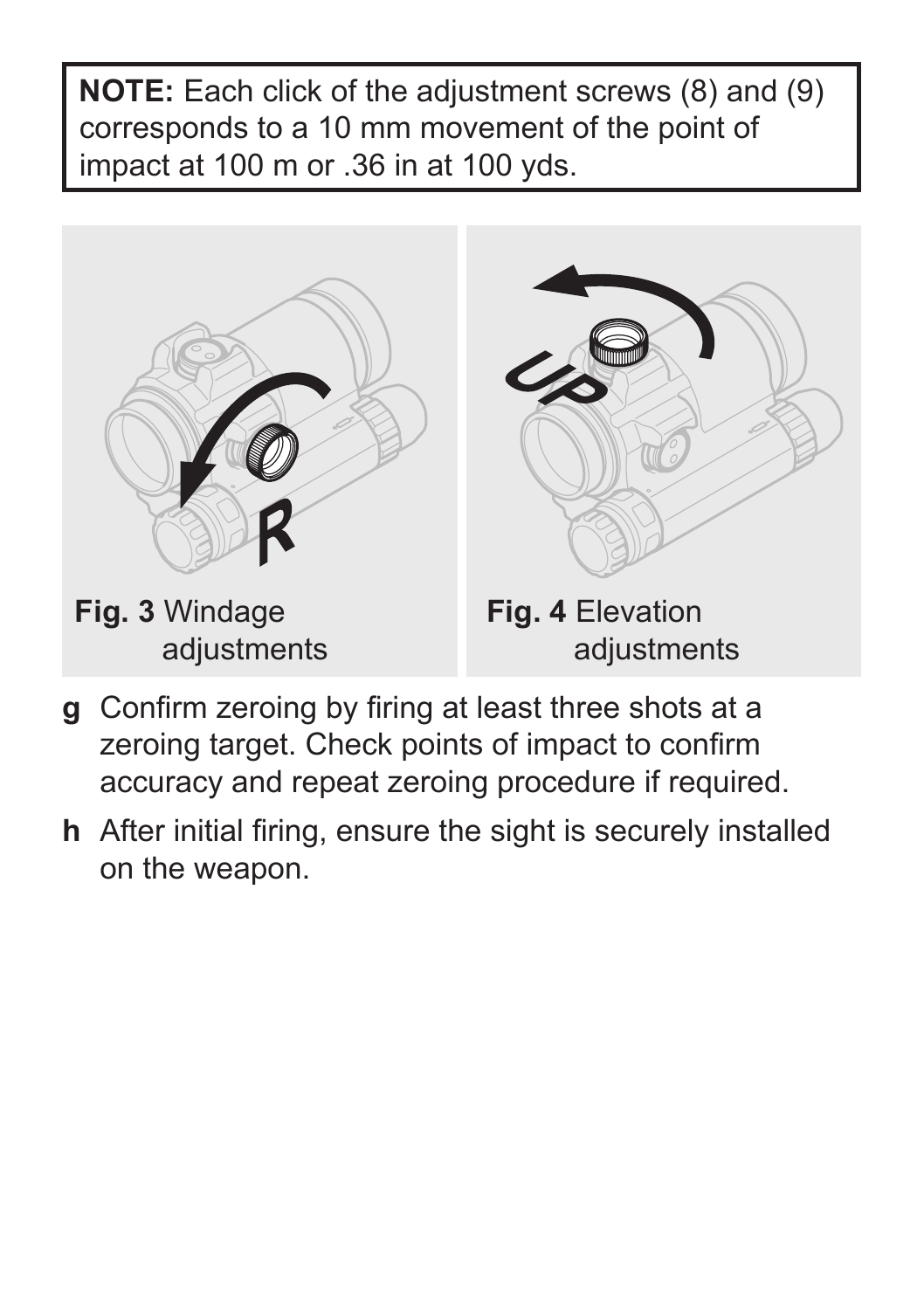**NOTE:** Each click of the adjustment screws (8) and (9) corresponds to a 10 mm movement of the point of impact at 100 m or .36 in at 100 yds.

**Fig. 3** Windage adjustments

**Fig. 4** Elevation adjustments

**g** Confirm zeroing by firing at least three shots at a zeroing target. Check points of impact to confirm accuracy and repeat zeroing procedure if required.

**h** After initial firing, ensure the sight is securely installed on the weapon.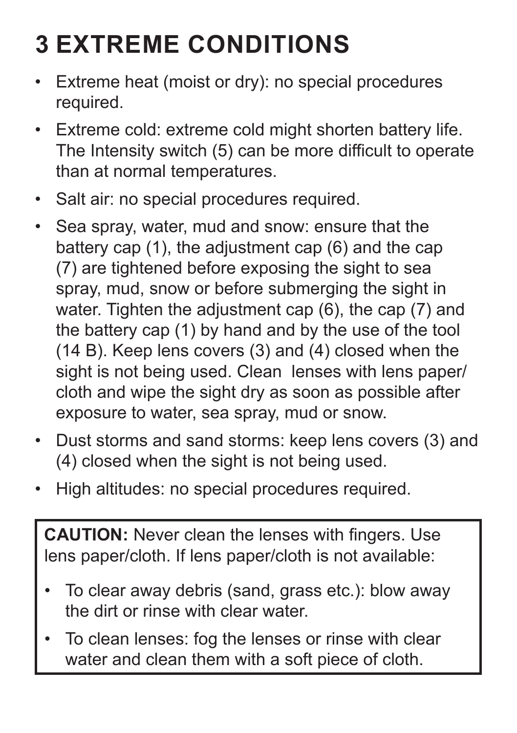# 3 EXTREME CONDITIONS

- Extreme heat (moist or dry): no special procedures required.
- Extreme cold: extreme cold might shorten battery life. The Intensity switch (5) can be more difficult to operate than at normal temperatures.
- Salt air: no special procedures required.
- Sea spray, water, mud and snow: ensure that the battery cap (1), the adjustment cap (6) and the cap (7) are tightened before exposing the sight to sea spray, mud, snow or before submerging the sight in water. Tighten the adjustment cap (6), the cap (7) and the battery cap (1) by hand and by the use of the tool (14 B). Keep lens covers (3) and (4) closed when the sight is not being used. Clean lenses with lens paper/cloth and wipe the sight dry as soon as possible after exposure to water, sea spray, mud or snow.
- Dust storms and sand storms: keep lens covers (3) and (4) closed when the sight is not being used.
- High altitudes: no special procedures required.

**CAUTION:** Never clean the lenses with fingers. Use lens paper/cloth. If lens paper/cloth is not available:

- To clear away debris (sand, grass etc.): blow away the dirt or rinse with clear water.
- To clean lenses: fog the lenses or rinse with clear water and clean them with a soft piece of cloth.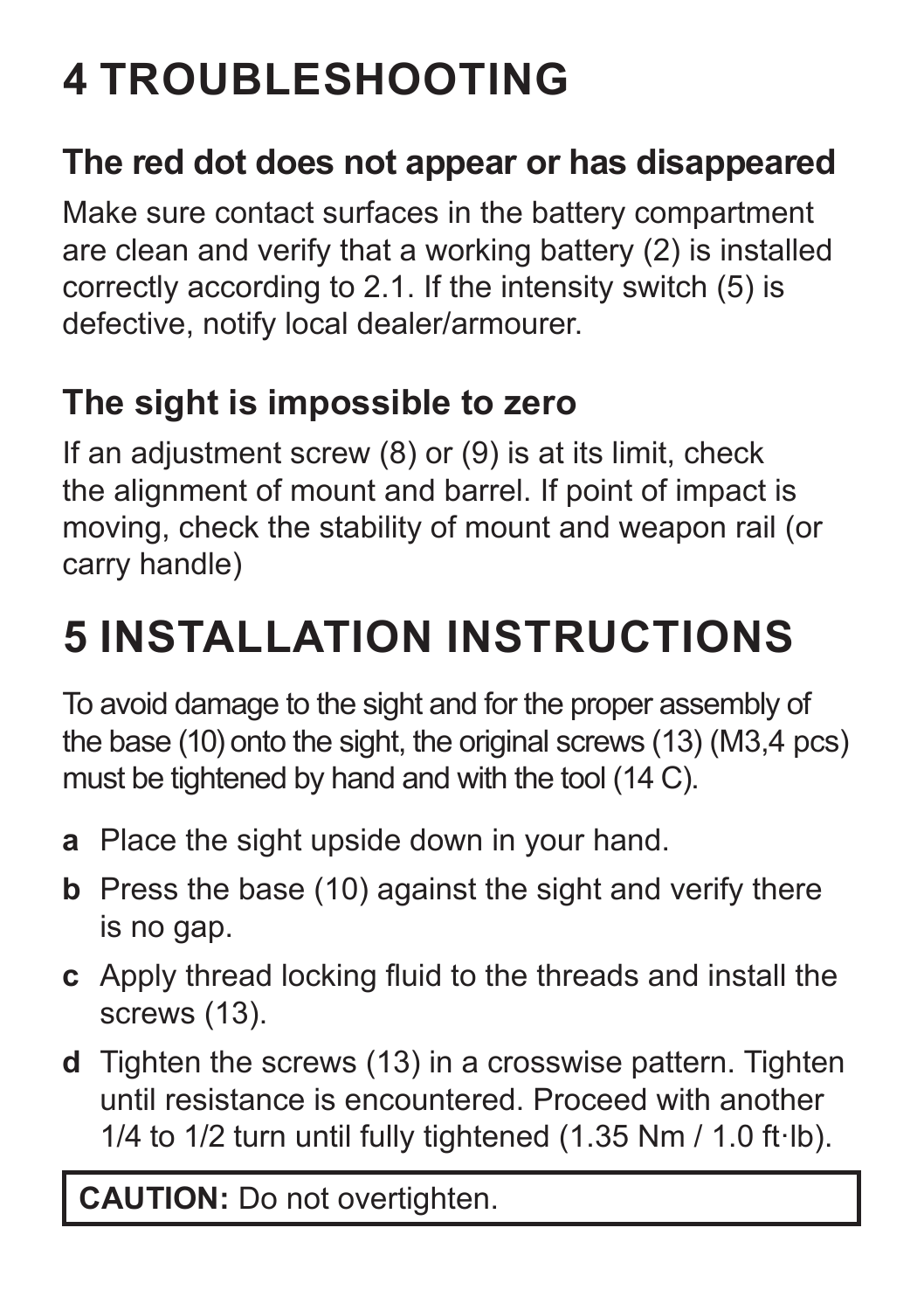# 4 TROUBLESHOOTING

## The red dot does not appear or has disappeared

Make sure contact surfaces in the battery compartment are clean and verify that a working battery (2) is installed correctly according to 2.1. If the intensity switch (5) is defective, notify local dealer/armourer.

## The sight is impossible to zero

If an adjustment screw (8) or (9) is at its limit, check the alignment of mount and barrel. If point of impact is moving, check the stability of mount and weapon rail (or carry handle)

# 5 INSTALLATION INSTRUCTIONS

To avoid damage to the sight and for the proper assembly of the base (10) onto the sight, the original screws (13) (M3,4 pcs) must be tightened by hand and with the tool (14 C).

- **a** Place the sight upside down in your hand.
- **b** Press the base (10) against the sight and verify there is no gap.
- **c** Apply thread locking fluid to the threads and install the screws (13).
- **d** Tighten the screws (13) in a crosswise pattern. Tighten until resistance is encountered. Proceed with another 1/4 to 1/2 turn until fully tightened (1.35 Nm / 1.0 ft·lb).

**CAUTION:** Do not overtighten.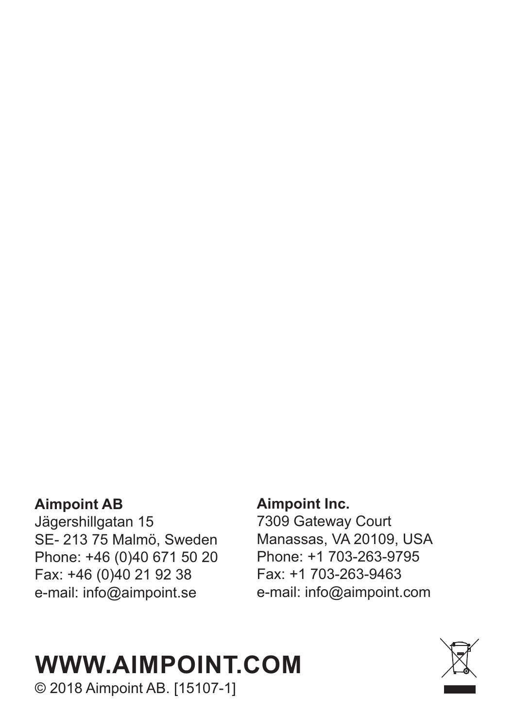**Aimpoint AB**
Jägershillgatan 15
SE- 213 75 Malmö, Sweden
Phone: +46 (0)40 671 50 20
Fax: +46 (0)40 21 92 38
e-mail: info@aimpoint.se

**Aimpoint Inc.**
7309 Gateway Court
Manassas, VA 20109, USA
Phone: +1 703-263-9795
Fax: +1 703-263-9463
e-mail: info@aimpoint.com

# WWW.AIMPOINT.COM

© 2018 Aimpoint AB. [15107-1]